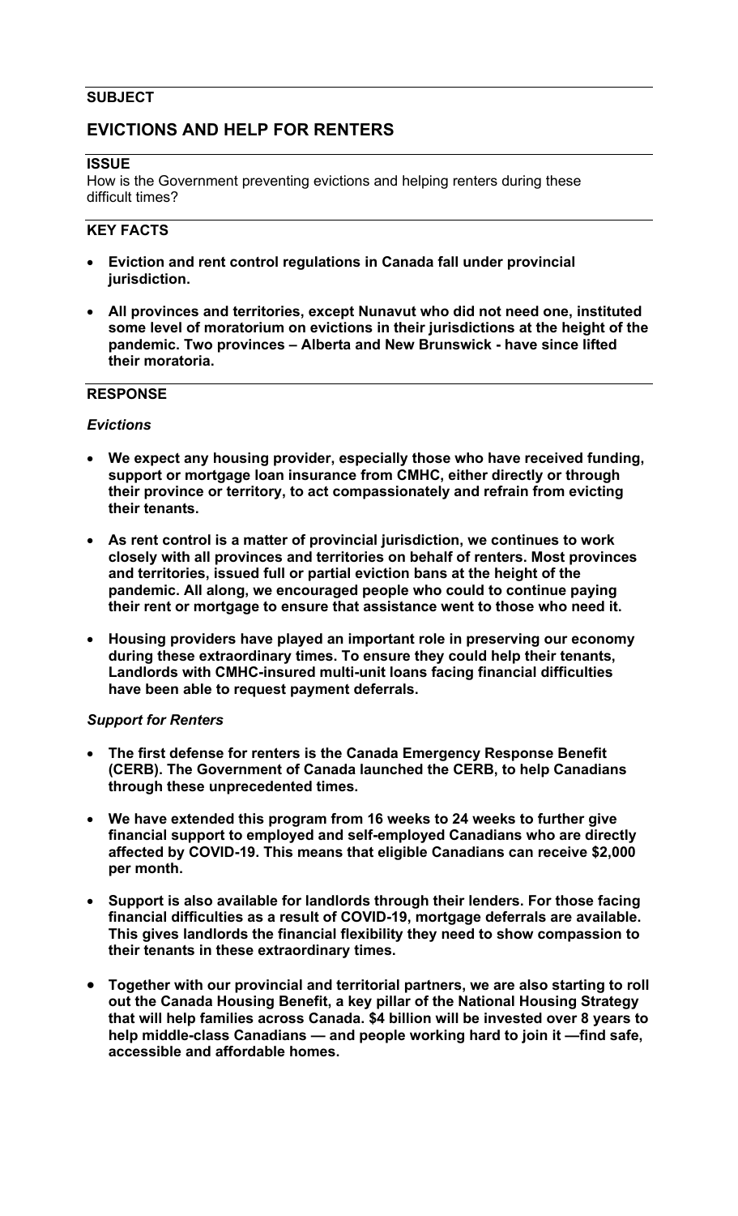## SUBJECT

# EVICTIONS AND HELP FOR RENTERS

## ISSUE

How is the Government preventing evictions and helping renters during these difficult times?

## KEY FACTS

- **Eviction and rent control regulations in Canada fall under provincial jurisdiction.**
- **All provinces and territories, except Nunavut who did not need one, instituted some level of moratorium on evictions in their jurisdictions at the height of the pandemic. Two provinces – Alberta and New Brunswick - have since lifted their moratoria.**

## RESPONSE

### *Evictions*

- **We expect any housing provider, especially those who have received funding, support or mortgage loan insurance from CMHC, either directly or through their province or territory, to act compassionately and refrain from evicting their tenants.**
- **As rent control is a matter of provincial jurisdiction, we continues to work closely with all provinces and territories on behalf of renters. Most provinces and territories, issued full or partial eviction bans at the height of the pandemic. All along, we encouraged people who could to continue paying their rent or mortgage to ensure that assistance went to those who need it.**
- **Housing providers have played an important role in preserving our economy during these extraordinary times. To ensure they could help their tenants, Landlords with CMHC-insured multi-unit loans facing financial difficulties have been able to request payment deferrals.**

### *Support for Renters*

- **The first defense for renters is the Canada Emergency Response Benefit (CERB). The Government of Canada launched the CERB, to help Canadians through these unprecedented times.**
- **We have extended this program from 16 weeks to 24 weeks to further give financial support to employed and self-employed Canadians who are directly affected by COVID-19. This means that eligible Canadians can receive $2,000 per month.**
- **Support is also available for landlords through their lenders. For those facing financial difficulties as a result of COVID-19, mortgage deferrals are available. This gives landlords the financial flexibility they need to show compassion to their tenants in these extraordinary times.**
- **Together with our provincial and territorial partners, we are also starting to roll out the Canada Housing Benefit, a key pillar of the National Housing Strategy that will help families across Canada. $4 billion will be invested over 8 years to help middle-class Canadians — and people working hard to join it —find safe, accessible and affordable homes.**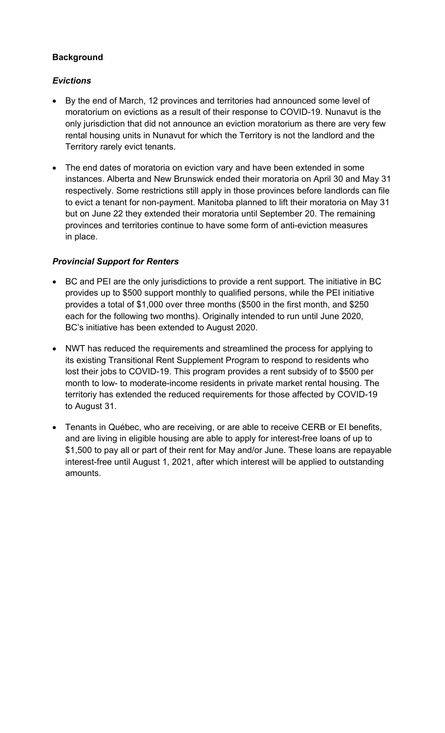**Background**

***Evictions***

- By the end of March, 12 provinces and territories had announced some level of moratorium on evictions as a result of their response to COVID-19. Nunavut is the only jurisdiction that did not announce an eviction moratorium as there are very few rental housing units in Nunavut for which the Territory is not the landlord and the Territory rarely evict tenants.
- The end dates of moratoria on eviction vary and have been extended in some instances. Alberta and New Brunswick ended their moratoria on April 30 and May 31 respectively. Some restrictions still apply in those provinces before landlords can file to evict a tenant for non-payment. Manitoba planned to lift their moratoria on May 31 but on June 22 they extended their moratoria until September 20. The remaining provinces and territories continue to have some form of anti-eviction measures in place.

***Provincial Support for Renters***

- BC and PEI are the only jurisdictions to provide a rent support. The initiative in BC provides up to $500 support monthly to qualified persons, while the PEI initiative provides a total of $1,000 over three months ($500 in the first month, and $250 each for the following two months). Originally intended to run until June 2020, BC's initiative has been extended to August 2020.
- NWT has reduced the requirements and streamlined the process for applying to its existing Transitional Rent Supplement Program to respond to residents who lost their jobs to COVID-19. This program provides a rent subsidy of to $500 per month to low- to moderate-income residents in private market rental housing. The territoriy has extended the reduced requirements for those affected by COVID-19 to August 31.
- Tenants in Québec, who are receiving, or are able to receive CERB or EI benefits, and are living in eligible housing are able to apply for interest-free loans of up to $1,500 to pay all or part of their rent for May and/or June. These loans are repayable interest-free until August 1, 2021, after which interest will be applied to outstanding amounts.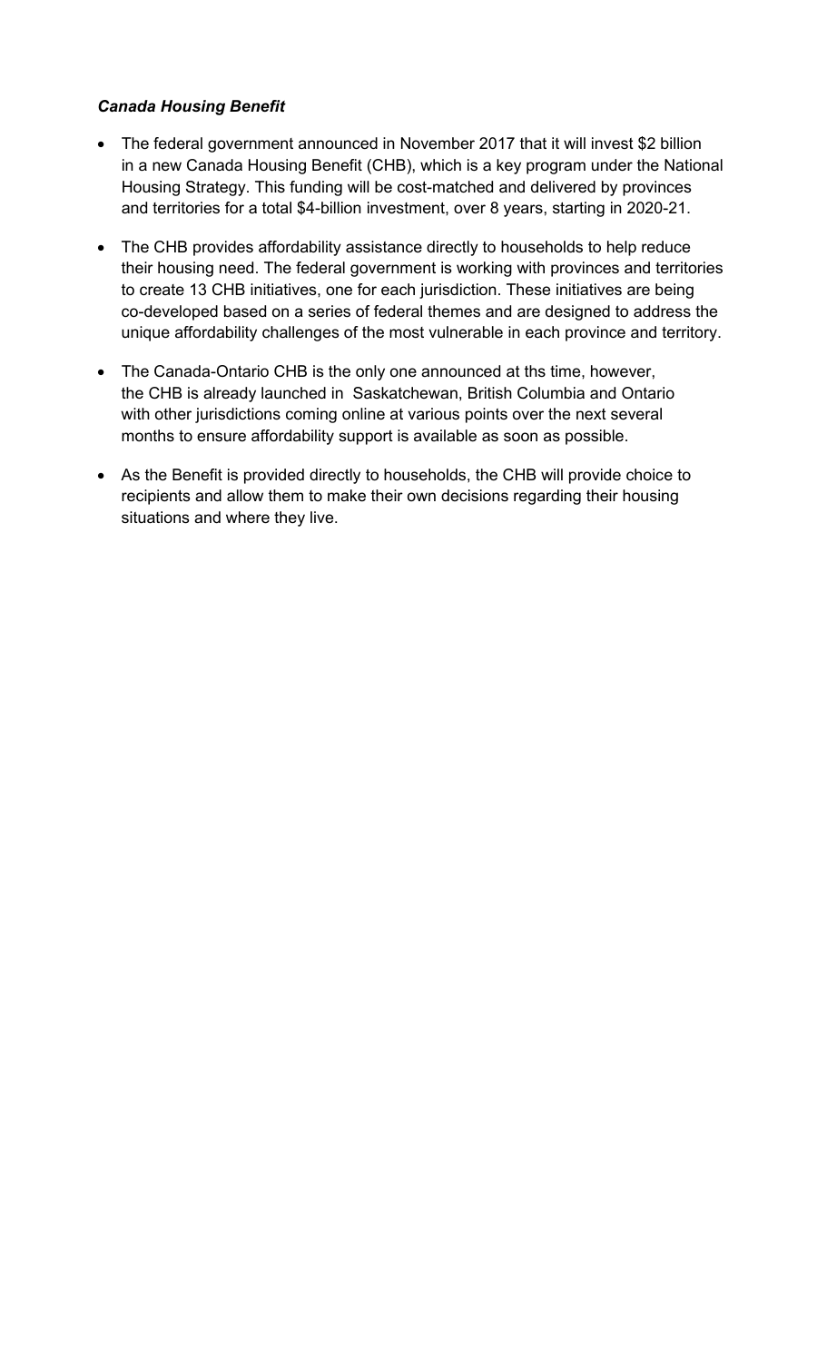***Canada Housing Benefit***

- The federal government announced in November 2017 that it will invest $2 billion in a new Canada Housing Benefit (CHB), which is a key program under the National Housing Strategy. This funding will be cost-matched and delivered by provinces and territories for a total $4-billion investment, over 8 years, starting in 2020-21.
- The CHB provides affordability assistance directly to households to help reduce their housing need. The federal government is working with provinces and territories to create 13 CHB initiatives, one for each jurisdiction. These initiatives are being co-developed based on a series of federal themes and are designed to address the unique affordability challenges of the most vulnerable in each province and territory.
- The Canada-Ontario CHB is the only one announced at ths time, however, the CHB is already launched in Saskatchewan, British Columbia and Ontario with other jurisdictions coming online at various points over the next several months to ensure affordability support is available as soon as possible.
- As the Benefit is provided directly to households, the CHB will provide choice to recipients and allow them to make their own decisions regarding their housing situations and where they live.